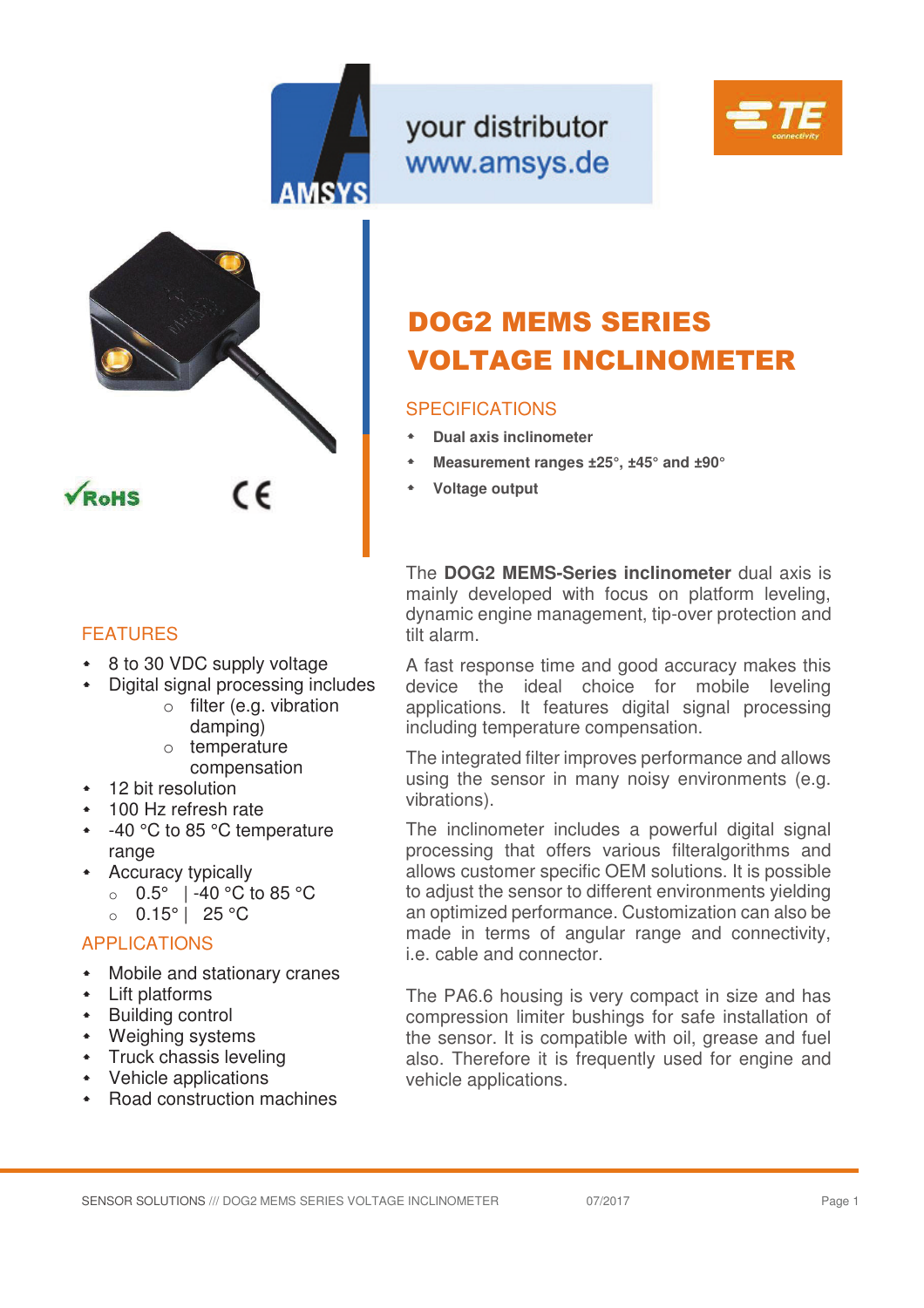your distributor
www.amsys.de

# DOG2 MEMS SERIES VOLTAGE INCLINOMETER

## SPECIFICATIONS

- **Dual axis inclinometer**
- **Measurement ranges ±25°, ±45° and ±90°**
- **Voltage output**

The **DOG2 MEMS-Series inclinometer** dual axis is mainly developed with focus on platform leveling, dynamic engine management, tip-over protection and tilt alarm.

A fast response time and good accuracy makes this device the ideal choice for mobile leveling applications. It features digital signal processing including temperature compensation.

The integrated filter improves performance and allows using the sensor in many noisy environments (e.g. vibrations).

The inclinometer includes a powerful digital signal processing that offers various filteralgorithms and allows customer specific OEM solutions. It is possible to adjust the sensor to different environments yielding an optimized performance. Customization can also be made in terms of angular range and connectivity, i.e. cable and connector.

The PA6.6 housing is very compact in size and has compression limiter bushings for safe installation of the sensor. It is compatible with oil, grease and fuel also. Therefore it is frequently used for engine and vehicle applications.

## FEATURES

- 8 to 30 VDC supply voltage
- Digital signal processing includes
  - filter (e.g. vibration damping)
  - temperature compensation
- 12 bit resolution
- 100 Hz refresh rate
- -40 °C to 85 °C temperature range
- Accuracy typically
  - 0.5° | -40 °C to 85 °C
  - 0.15° | 25 °C

## APPLICATIONS

- Mobile and stationary cranes
- Lift platforms
- Building control
- Weighing systems
- Truck chassis leveling
- Vehicle applications
- Road construction machines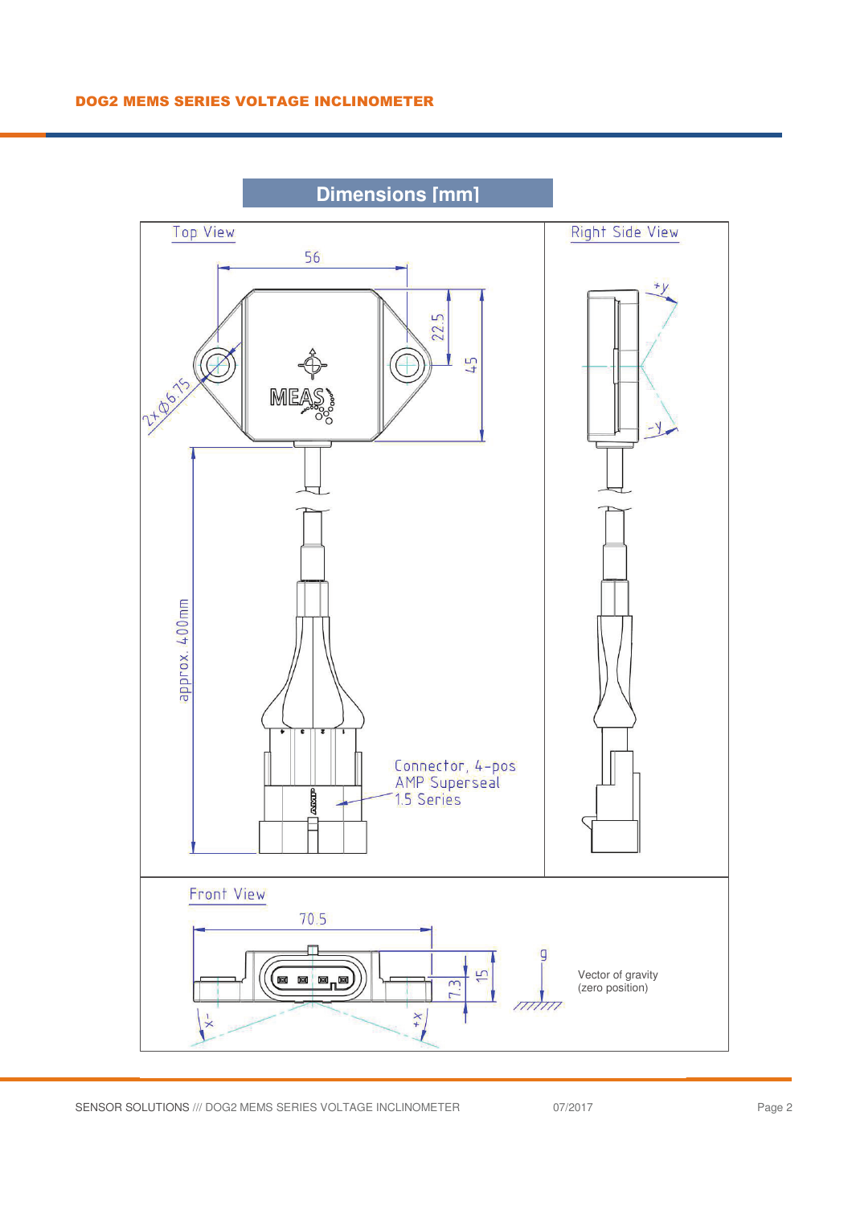## Dimensions [mm]

Top View

56

22.5

45

2x Ø6.75

approx. 400mm

Connector, 4-pos
AMP Superseal
1.5 Series

Right Side View

+y

-y

Front View

70.5

7.3

15

-x

+x

g

Vector of gravity
(zero position)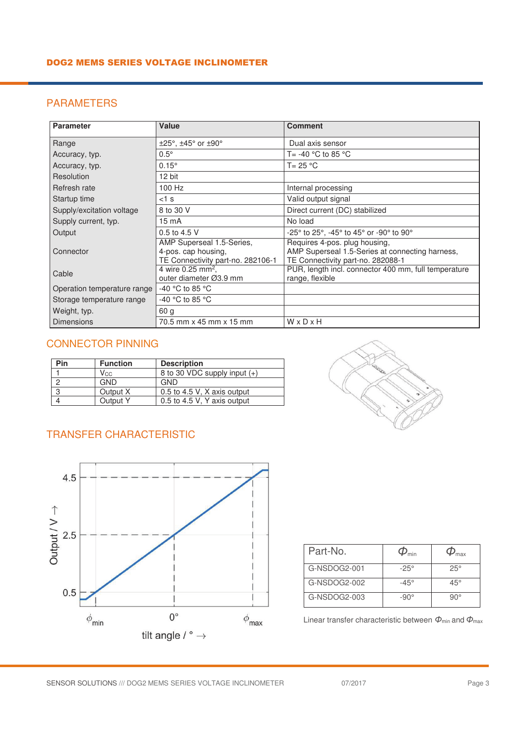## PARAMETERS

| Parameter | Value | Comment |
|---|---|---|
| Range | ±25°, ±45° or ±90° | Dual axis sensor |
| Accuracy, typ. | 0.5° | T= -40 °C to 85 °C |
| Accuracy, typ. | 0.15° | T= 25 °C |
| Resolution | 12 bit | |
| Refresh rate | 100 Hz | Internal processing |
| Startup time | <1 s | Valid output signal |
| Supply/excitation voltage | 8 to 30 V | Direct current (DC) stabilized |
| Supply current, typ. | 15 mA | No load |
| Output | 0.5 to 4.5 V | -25° to 25°, -45° to 45° or -90° to 90° |
| Connector | AMP Superseal 1.5-Series, 4-pos. cap housing, TE Connectivity part-no. 282106-1 | Requires 4-pos. plug housing, AMP Superseal 1.5-Series at connecting harness, TE Connectivity part-no. 282088-1 |
| Cable | 4 wire 0.25 mm², outer diameter Ø3.9 mm | PUR, length incl. connector 400 mm, full temperature range, flexible |
| Operation temperature range | -40 °C to 85 °C | |
| Storage temperature range | -40 °C to 85 °C | |
| Weight, typ. | 60 g | |
| Dimensions | 70.5 mm x 45 mm x 15 mm | W x D x H |

## CONNECTOR PINNING

| Pin | Function | Description |
|---|---|---|
| 1 | $V_{CC}$ | 8 to 30 VDC supply input (+) |
| 2 | GND | GND |
| 3 | Output X | 0.5 to 4.5 V, X axis output |
| 4 | Output Y | 0.5 to 4.5 V, Y axis output |

## TRANSFER CHARACTERISTIC

| Part-No. | $\Phi_{min}$ | $\Phi_{max}$ |
|---|---|---|
| G-NSDOG2-001 | -25° | 25° |
| G-NSDOG2-002 | -45° | 45° |
| G-NSDOG2-003 | -90° | 90° |

Linear transfer characteristic between $\Phi_{min}$ and $\Phi_{max}$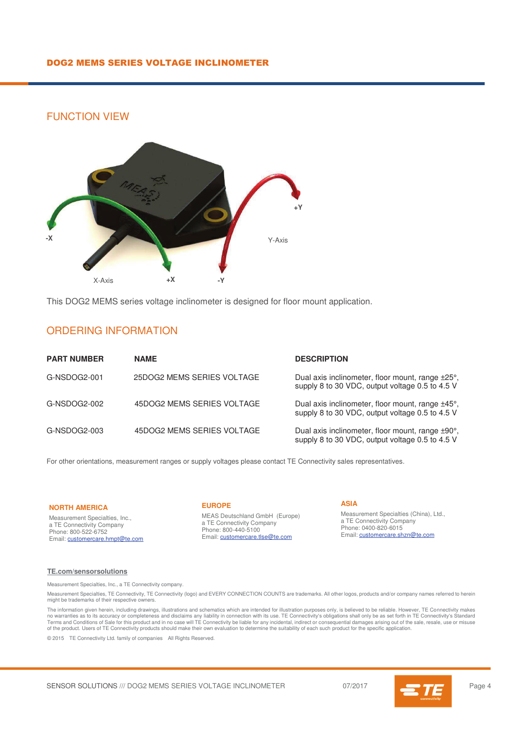## FUNCTION VIEW

-X

+Y

Y-Axis

X-Axis

+X

-Y

This DOG2 MEMS series voltage inclinometer is designed for floor mount application.

## ORDERING INFORMATION

| PART NUMBER | NAME | DESCRIPTION |
|---|---|---|
| G-NSDOG2-001 | 25DOG2 MEMS SERIES VOLTAGE | Dual axis inclinometer, floor mount, range ±25°, supply 8 to 30 VDC, output voltage 0.5 to 4.5 V |
| G-NSDOG2-002 | 45DOG2 MEMS SERIES VOLTAGE | Dual axis inclinometer, floor mount, range ±45°, supply 8 to 30 VDC, output voltage 0.5 to 4.5 V |
| G-NSDOG2-003 | 45DOG2 MEMS SERIES VOLTAGE | Dual axis inclinometer, floor mount, range ±90°, supply 8 to 30 VDC, output voltage 0.5 to 4.5 V |

For other orientations, measurement ranges or supply voltages please contact TE Connectivity sales representatives.

**NORTH AMERICA**
Measurement Specialties, Inc.,
a TE Connectivity Company
Phone: 800-522-6752
Email: customercare.hmpt@te.com

**EUROPE**
MEAS Deutschland GmbH (Europe)
a TE Connectivity Company
Phone: 800-440-5100
Email: customercare.tlse@te.com

**ASIA**
Measurement Specialties (China), Ltd.,
a TE Connectivity Company
Phone: 0400-820-6015
Email: customercare.shzn@te.com

**TE.com/sensorsolutions**

Measurement Specialties, Inc., a TE Connectivity company.

Measurement Specialties, TE Connectivity, TE Connectivity (logo) and EVERY CONNECTION COUNTS are trademarks. All other logos, products and/or company names referred to herein might be trademarks of their respective owners.

The information given herein, including drawings, illustrations and schematics which are intended for illustration purposes only, is believed to be reliable. However, TE Connectivity makes no warranties as to its accuracy or completeness and disclaims any liability in connection with its use. TE Connectivity's obligations shall only be as set forth in TE Connectivity's Standard Terms and Conditions of Sale for this product and in no case will TE Connectivity be liable for any incidental, indirect or consequential damages arising out of the sale, resale, use or misuse of the product. Users of TE Connectivity products should make their own evaluation to determine the suitability of each such product for the specific application.

© 2015 TE Connectivity Ltd. family of companies All Rights Reserved.